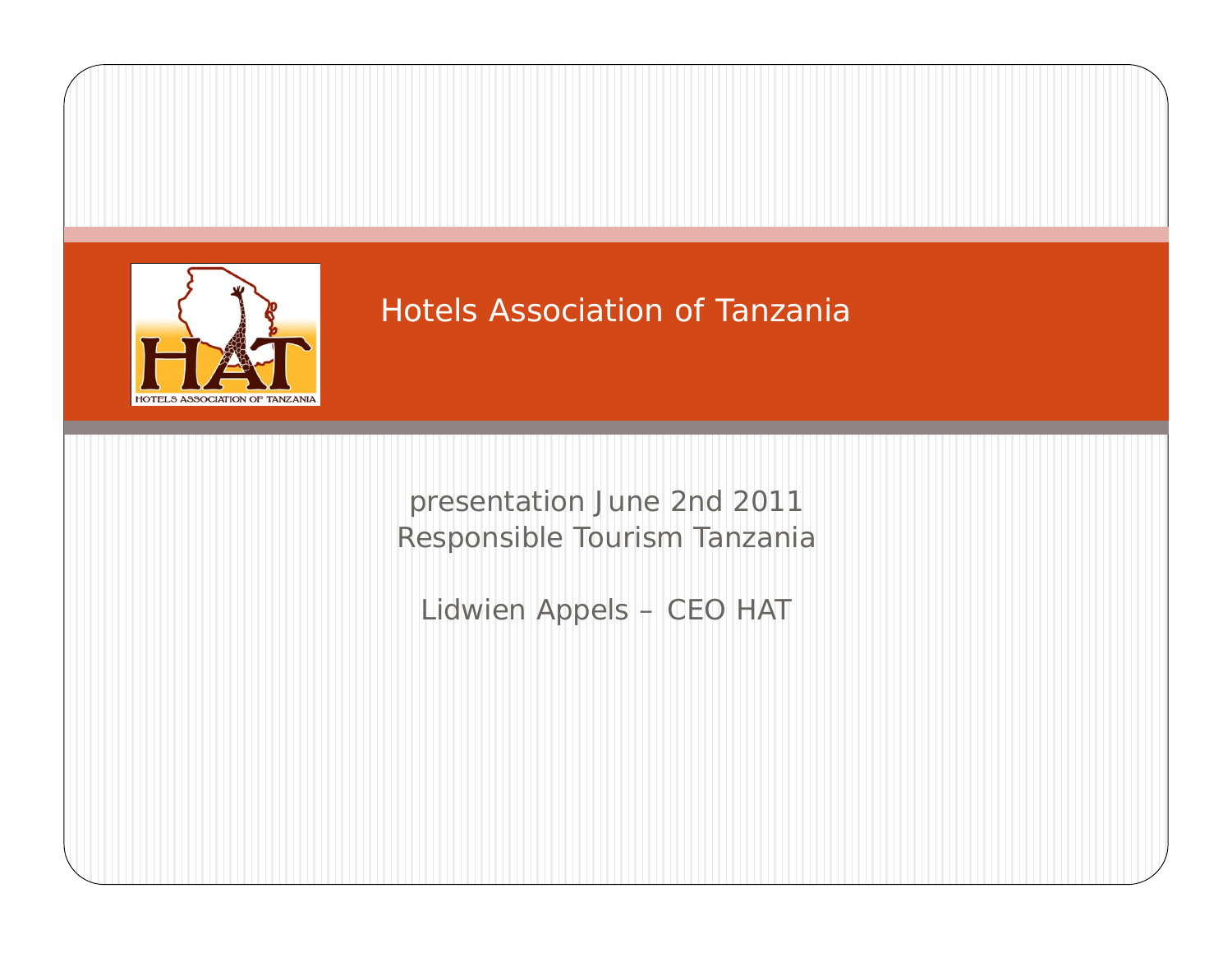# Hotels Association of Tanzania

presentation June 2nd 2011
Responsible Tourism Tanzania

Lidwien Appels – CEO HAT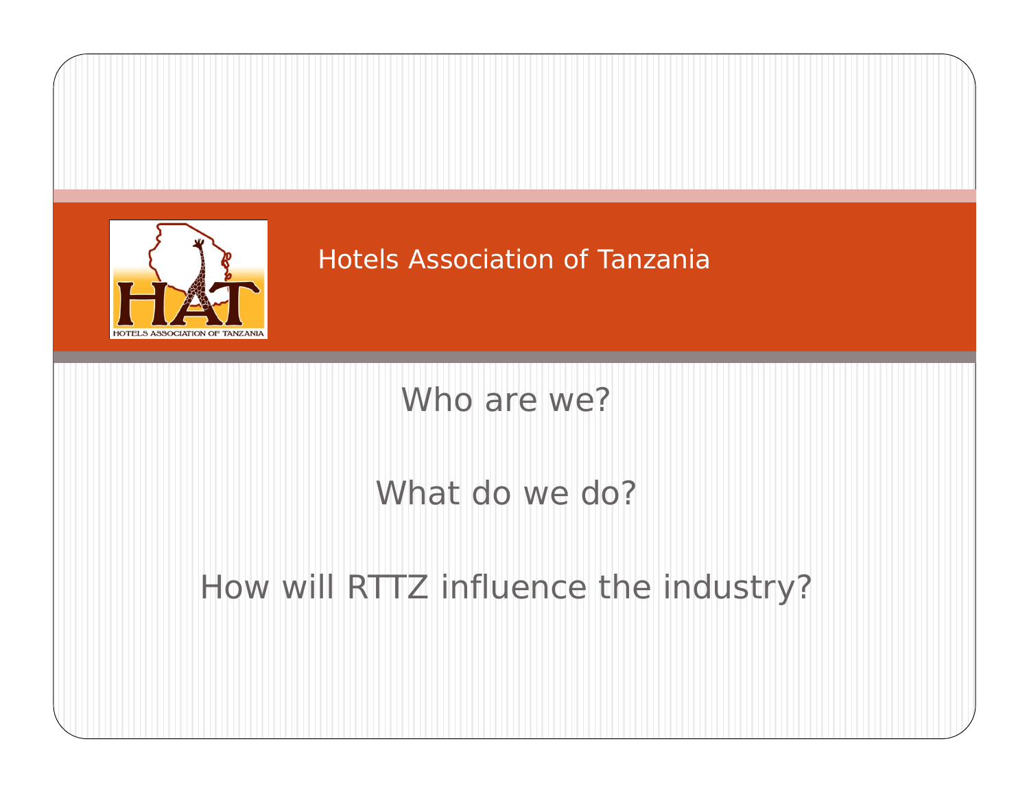# Hotels Association of Tanzania

Who are we?

What do we do?

How will RTTZ influence the industry?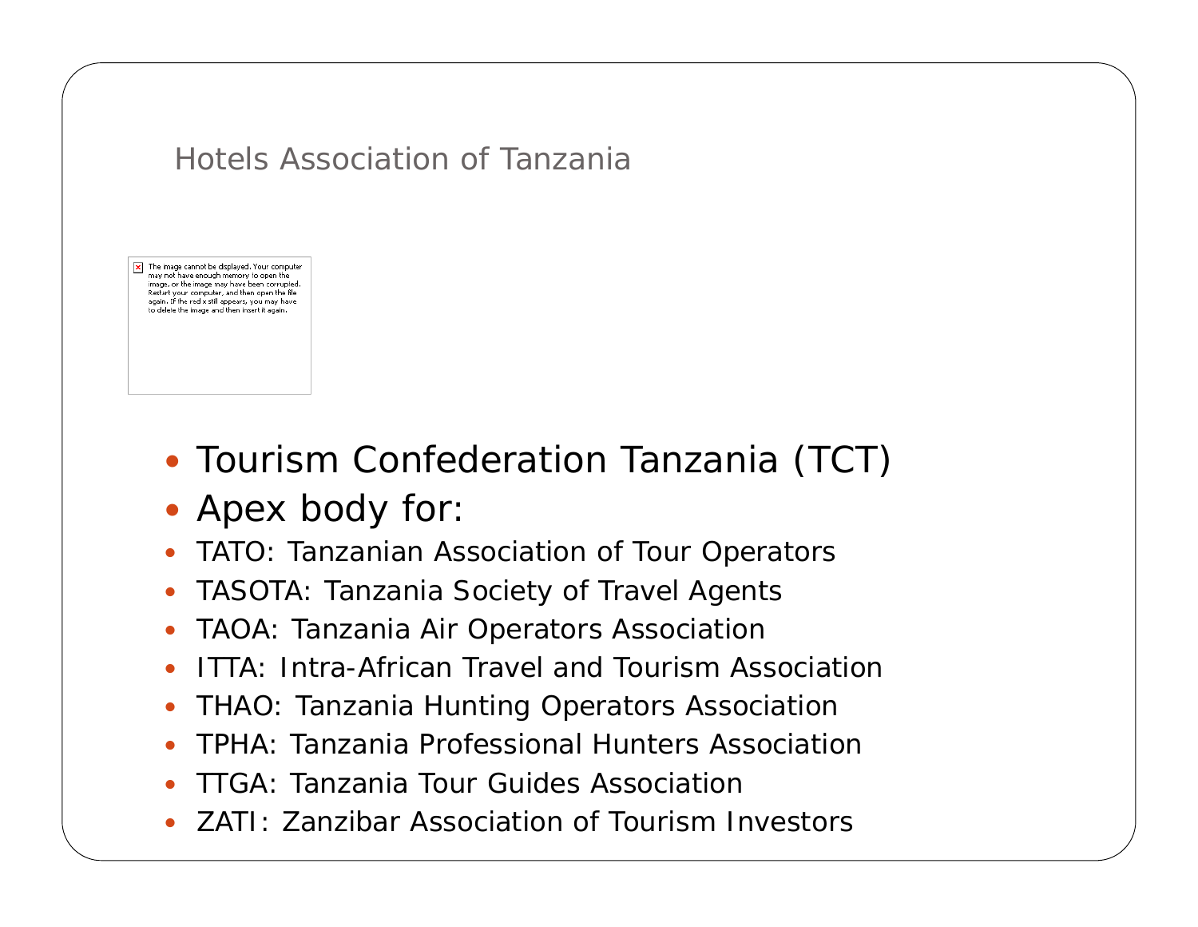## Hotels Association of Tanzania

- Tourism Confederation Tanzania (TCT)
- Apex body for:
- TATO: Tanzanian Association of Tour Operators
- TASOTA: Tanzania Society of Travel Agents
- TAOA: Tanzania Air Operators Association
- ITTA: Intra-African Travel and Tourism Association
- THAO: Tanzania Hunting Operators Association
- TPHA: Tanzania Professional Hunters Association
- TTGA: Tanzania Tour Guides Association
- ZATI: Zanzibar Association of Tourism Investors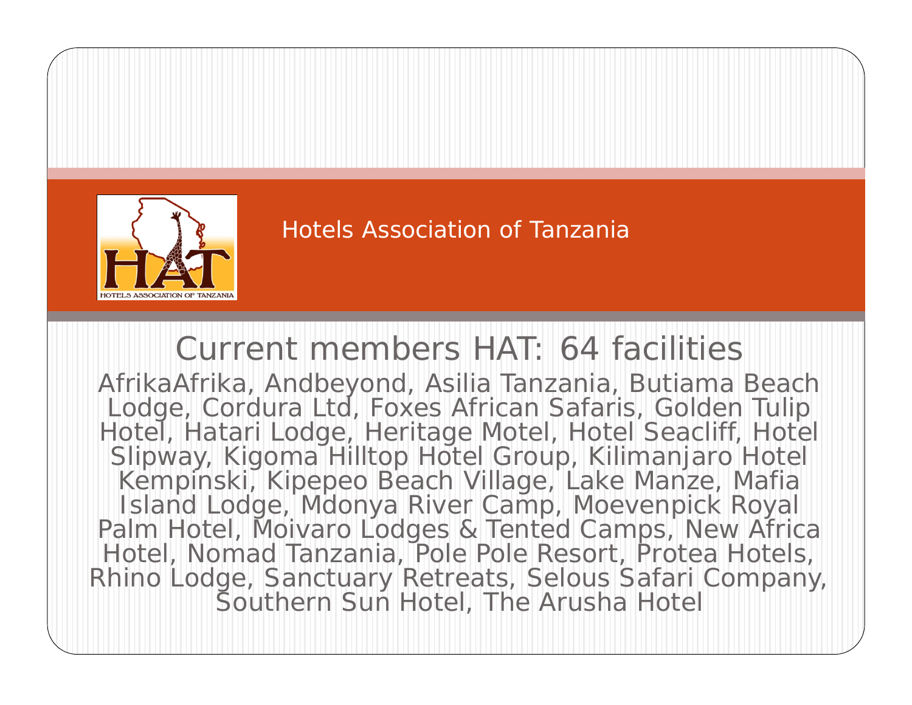Hotels Association of Tanzania

## Current members HAT: 64 facilities

AfrikaAfrika, Andbeyond, Asilia Tanzania, Butiama Beach Lodge, Cordura Ltd, Foxes African Safaris, Golden Tulip Hotel, Hatari Lodge, Heritage Motel, Hotel Seacliff, Hotel Slipway, Kigoma Hilltop Hotel Group, Kilimanjaro Hotel Kempinski, Kipepeo Beach Village, Lake Manze, Mafia Island Lodge, Mdonya River Camp, Moevenpick Royal Palm Hotel, Moivaro Lodges & Tented Camps, New Africa Hotel, Nomad Tanzania, Pole Pole Resort, Protea Hotels, Rhino Lodge, Sanctuary Retreats, Selous Safari Company, Southern Sun Hotel, The Arusha Hotel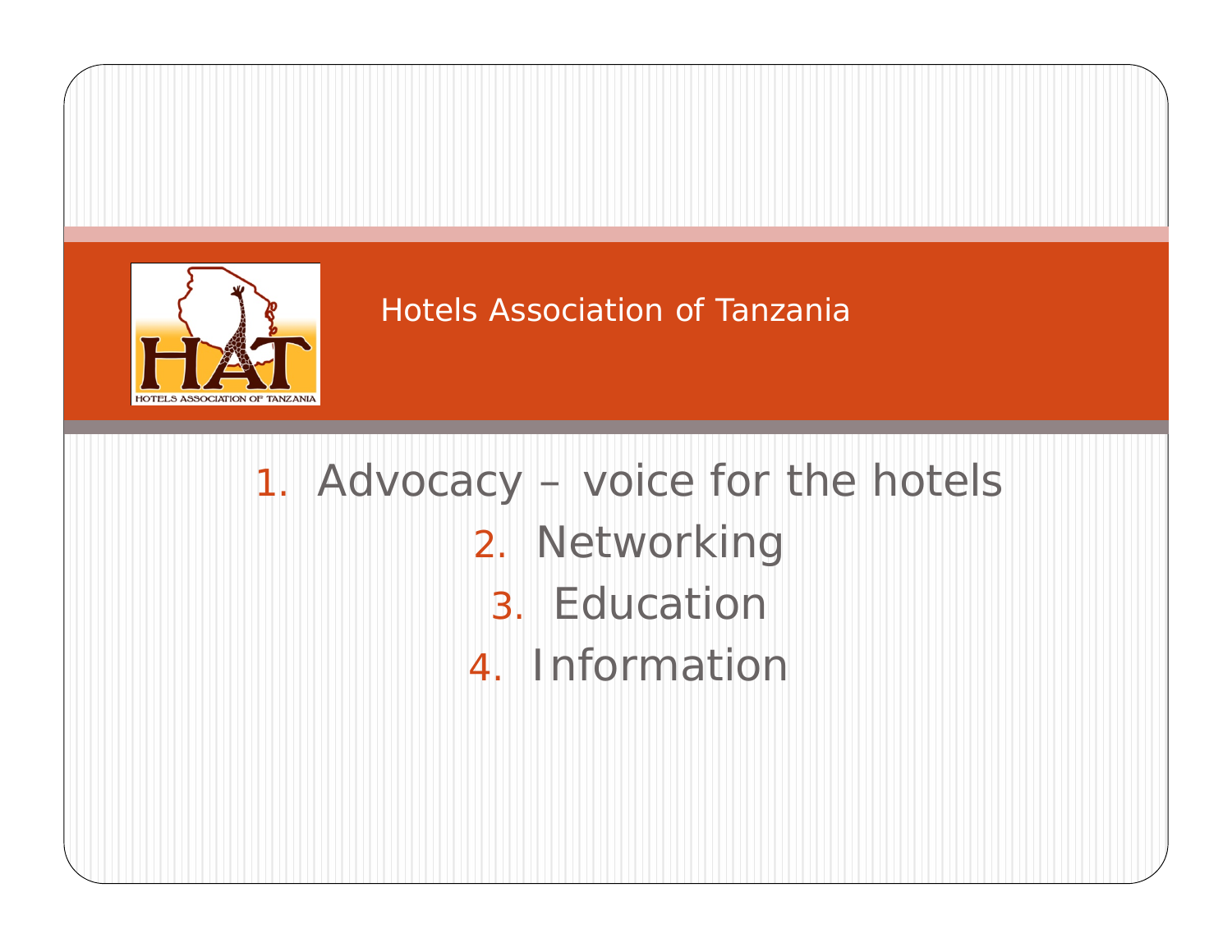# Hotels Association of Tanzania

1. Advocacy – voice for the hotels
2. Networking
3. Education
4. Information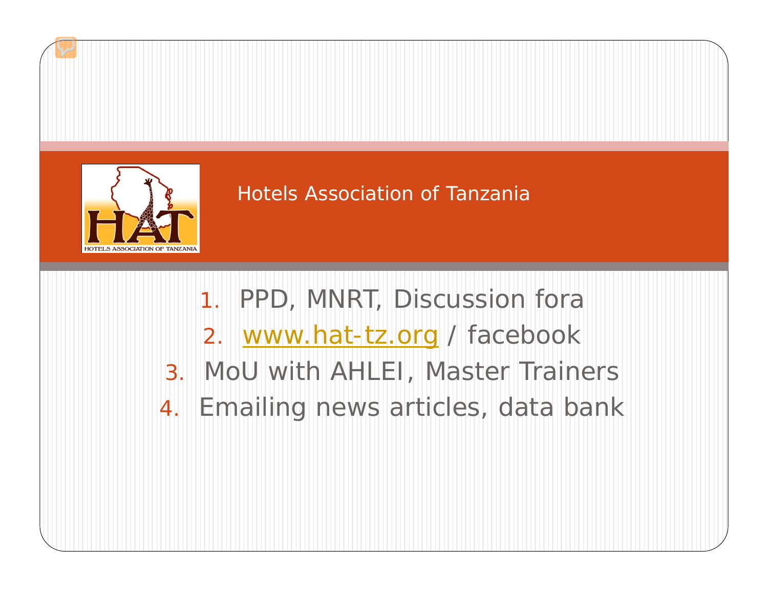# Hotels Association of Tanzania

1. PPD, MNRT, Discussion fora
2. www.hat-tz.org / facebook
3. MoU with AHLEI, Master Trainers
4. Emailing news articles, data bank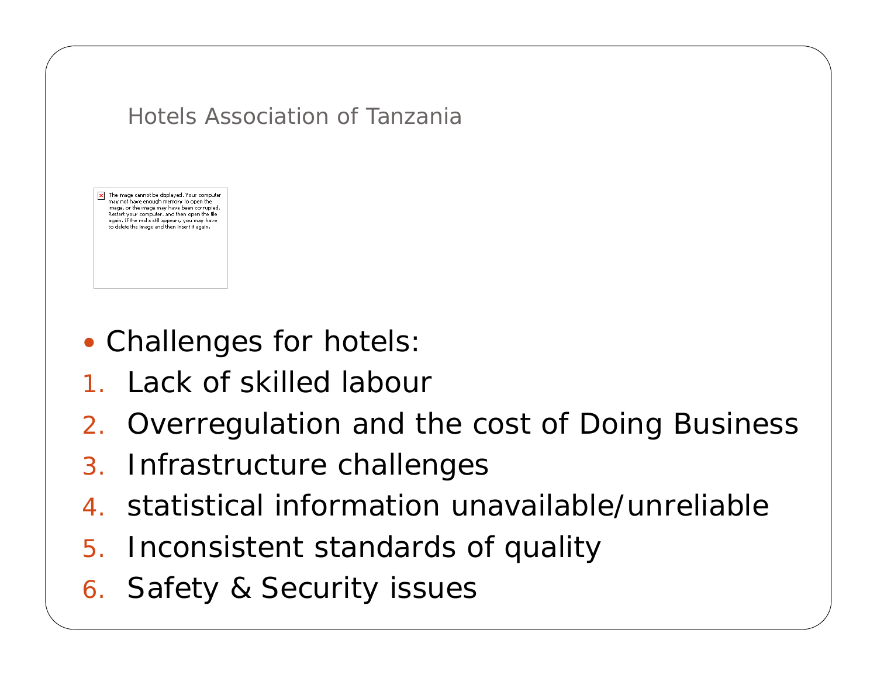Hotels Association of Tanzania

- Challenges for hotels:

1. Lack of skilled labour
2. Overregulation and the cost of Doing Business
3. Infrastructure challenges
4. statistical information unavailable/unreliable
5. Inconsistent standards of quality
6. Safety & Security issues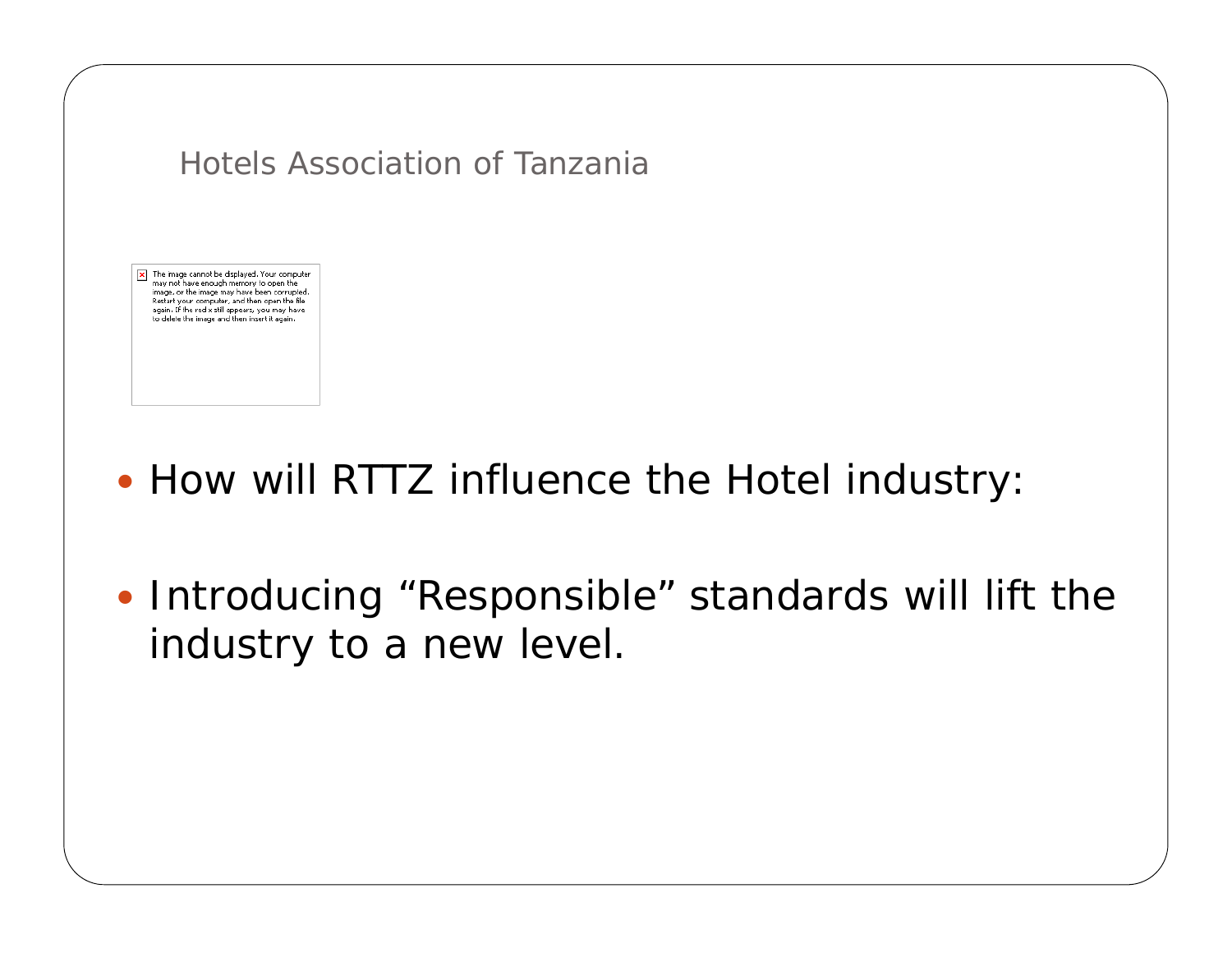Hotels Association of Tanzania

- How will RTTZ influence the Hotel industry:

- Introducing “Responsible” standards will lift the industry to a new level.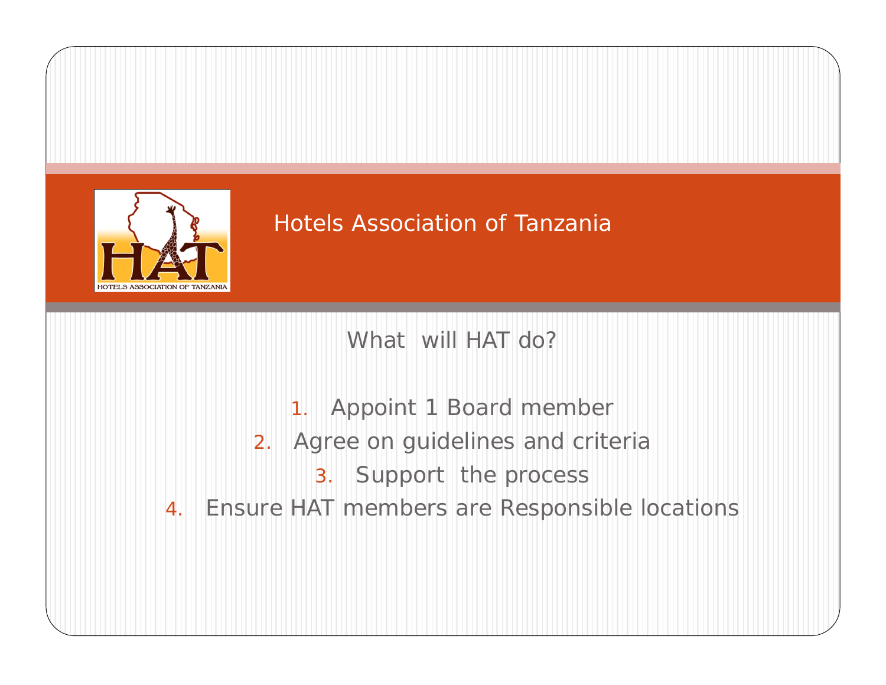# Hotels Association of Tanzania

## What will HAT do?

1. Appoint 1 Board member
2. Agree on guidelines and criteria
3. Support the process
4. Ensure HAT members are Responsible locations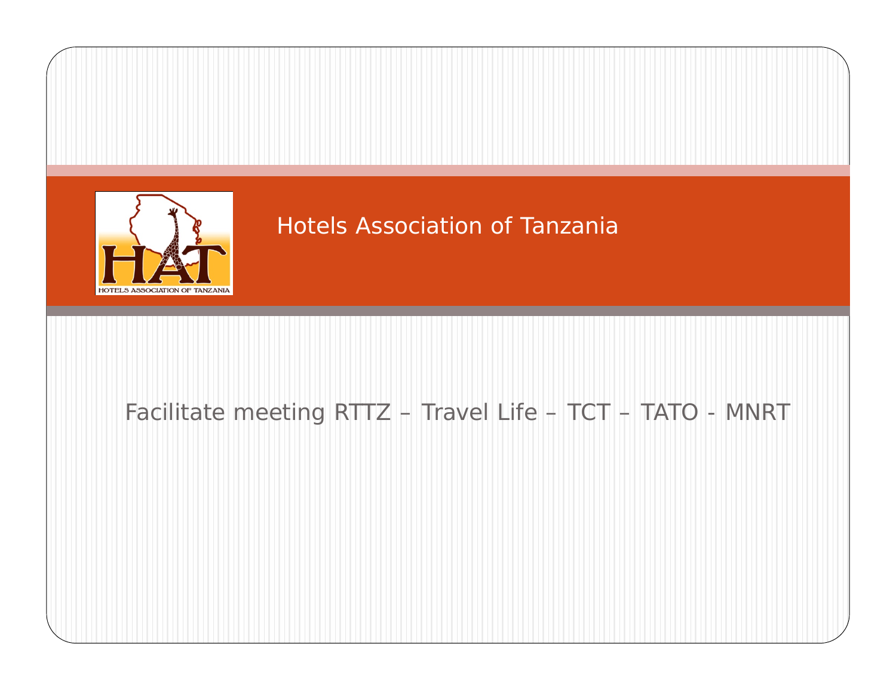# Hotels Association of Tanzania

Facilitate meeting RTTZ – Travel Life – TCT – TATO - MNRT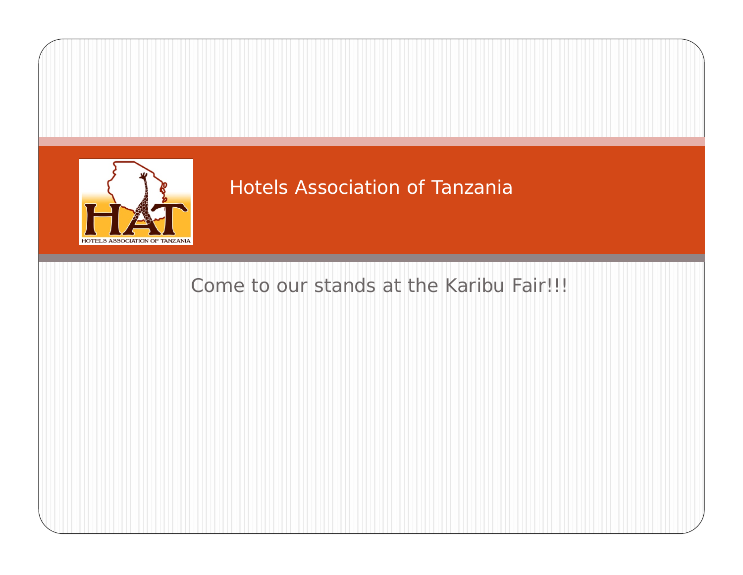# Hotels Association of Tanzania

Come to our stands at the Karibu Fair!!!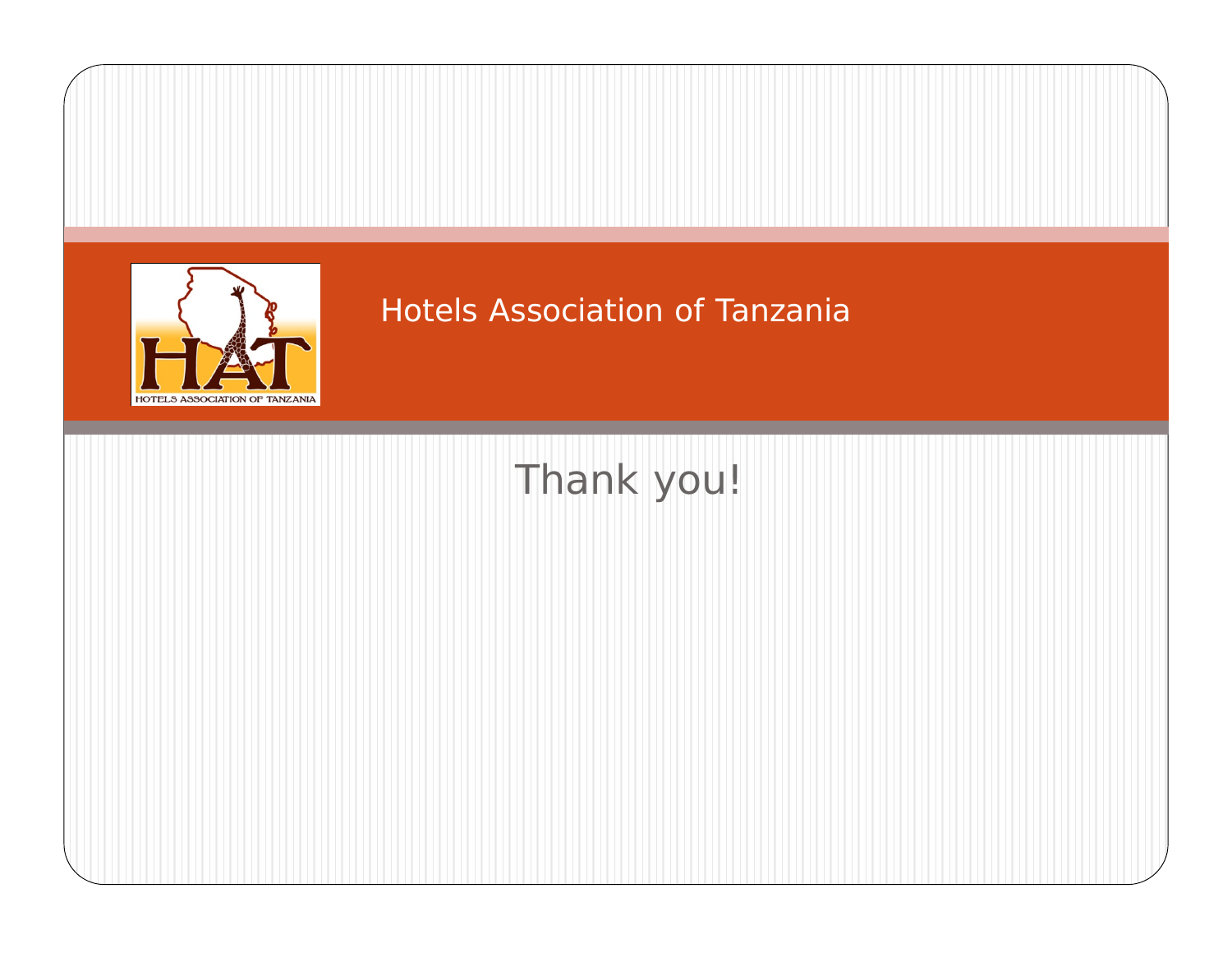Hotels Association of Tanzania

Thank you!